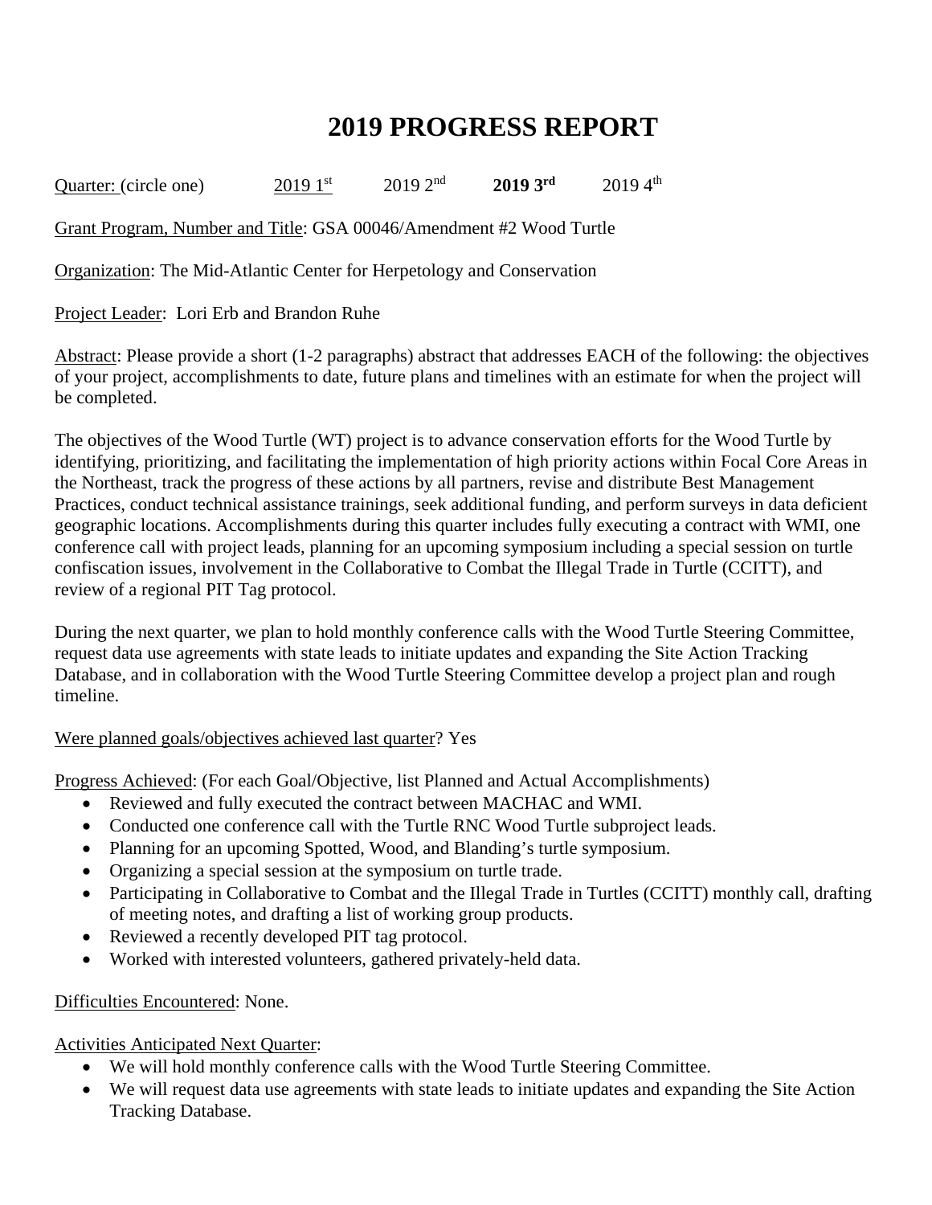# 2019 PROGRESS REPORT

Quarter: (circle one)    2019 1st    2019 2nd    **2019 3rd**    2019 4th

Grant Program, Number and Title: GSA 00046/Amendment #2 Wood Turtle

Organization: The Mid-Atlantic Center for Herpetology and Conservation

Project Leader: Lori Erb and Brandon Ruhe

Abstract: Please provide a short (1-2 paragraphs) abstract that addresses EACH of the following: the objectives of your project, accomplishments to date, future plans and timelines with an estimate for when the project will be completed.

The objectives of the Wood Turtle (WT) project is to advance conservation efforts for the Wood Turtle by identifying, prioritizing, and facilitating the implementation of high priority actions within Focal Core Areas in the Northeast, track the progress of these actions by all partners, revise and distribute Best Management Practices, conduct technical assistance trainings, seek additional funding, and perform surveys in data deficient geographic locations. Accomplishments during this quarter includes fully executing a contract with WMI, one conference call with project leads, planning for an upcoming symposium including a special session on turtle confiscation issues, involvement in the Collaborative to Combat the Illegal Trade in Turtle (CCITT), and review of a regional PIT Tag protocol.

During the next quarter, we plan to hold monthly conference calls with the Wood Turtle Steering Committee, request data use agreements with state leads to initiate updates and expanding the Site Action Tracking Database, and in collaboration with the Wood Turtle Steering Committee develop a project plan and rough timeline.

Were planned goals/objectives achieved last quarter? Yes

Progress Achieved: (For each Goal/Objective, list Planned and Actual Accomplishments)

- Reviewed and fully executed the contract between MACHAC and WMI.
- Conducted one conference call with the Turtle RNC Wood Turtle subproject leads.
- Planning for an upcoming Spotted, Wood, and Blanding's turtle symposium.
- Organizing a special session at the symposium on turtle trade.
- Participating in Collaborative to Combat and the Illegal Trade in Turtles (CCITT) monthly call, drafting of meeting notes, and drafting a list of working group products.
- Reviewed a recently developed PIT tag protocol.
- Worked with interested volunteers, gathered privately-held data.

Difficulties Encountered: None.

Activities Anticipated Next Quarter:

- We will hold monthly conference calls with the Wood Turtle Steering Committee.
- We will request data use agreements with state leads to initiate updates and expanding the Site Action Tracking Database.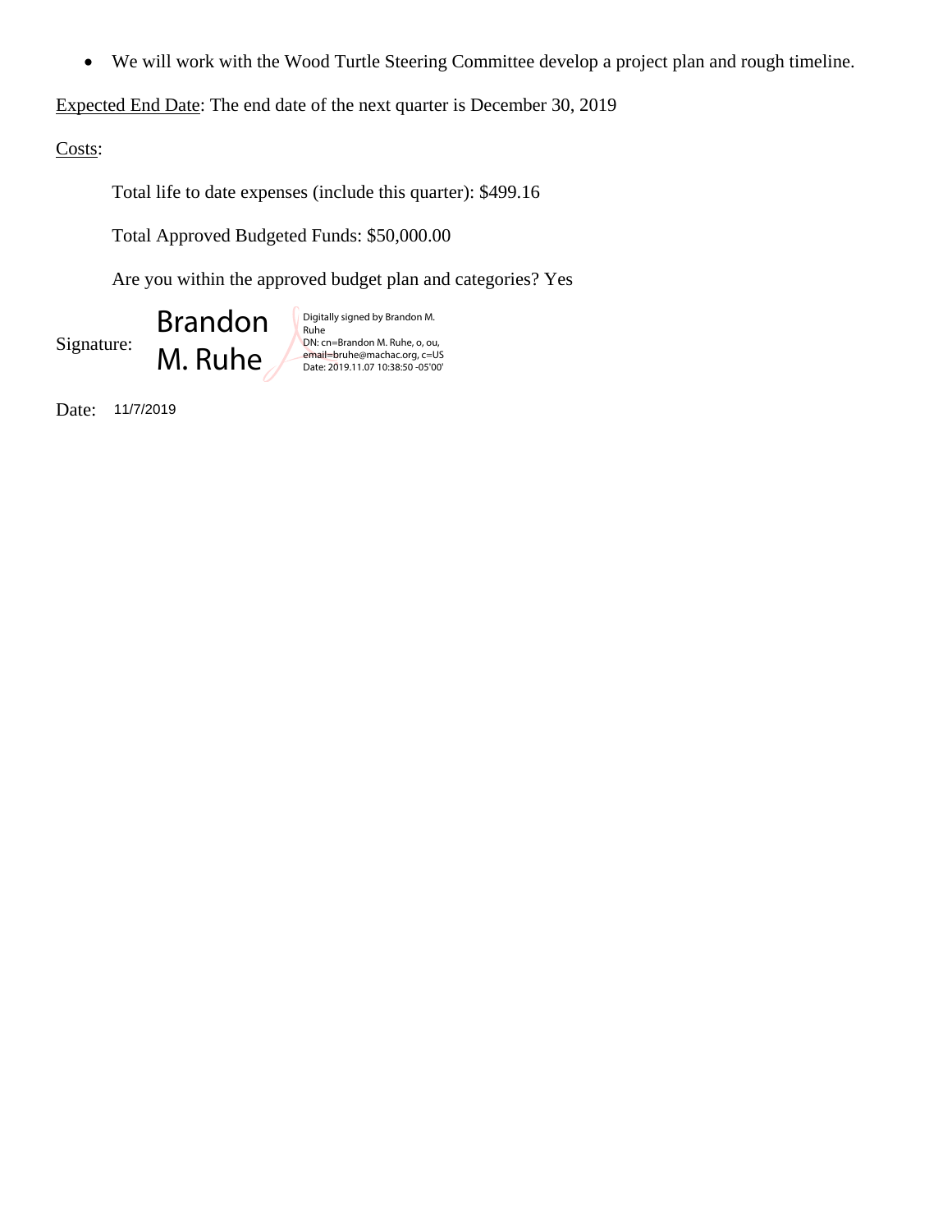- We will work with the Wood Turtle Steering Committee develop a project plan and rough timeline.

Expected End Date: The end date of the next quarter is December 30, 2019

Costs:

Total life to date expenses (include this quarter): $499.16

Total Approved Budgeted Funds: $50,000.00

Are you within the approved budget plan and categories? Yes

Signature: Brandon M. Ruhe

Digitally signed by Brandon M. Ruhe
DN: cn=Brandon M. Ruhe, o, ou, email=bruhe@machac.org, c=US
Date: 2019.11.07 10:38:50 -05'00'

Date: 11/7/2019